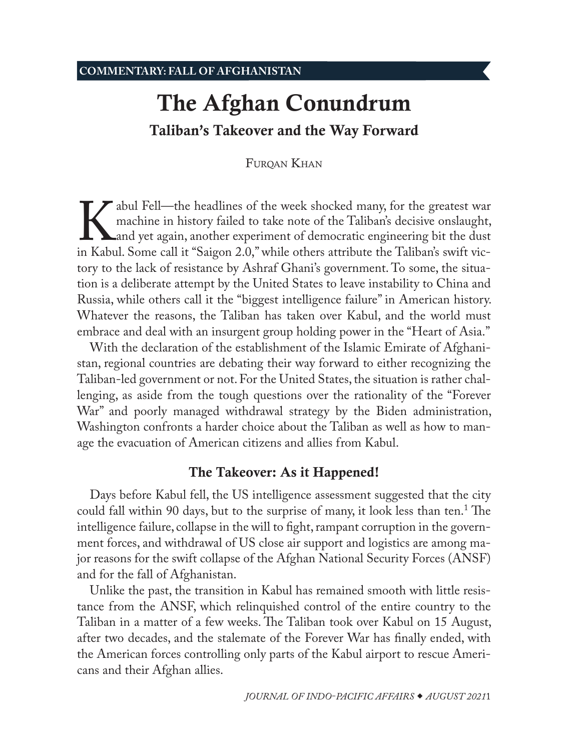COMMENTARY: FALL OF AFGHANISTAN

# The Afghan Conundrum

## Taliban's Takeover and the Way Forward

Furqan Khan

Kabul Fell—the headlines of the week shocked many, for the greatest war machine in history failed to take note of the Taliban's decisive onslaught, and yet again, another experiment of democratic engineering bit the dust in Kabul. Some call it "Saigon 2.0," while others attribute the Taliban's swift victory to the lack of resistance by Ashraf Ghani's government. To some, the situation is a deliberate attempt by the United States to leave instability to China and Russia, while others call it the "biggest intelligence failure" in American history. Whatever the reasons, the Taliban has taken over Kabul, and the world must embrace and deal with an insurgent group holding power in the "Heart of Asia."

With the declaration of the establishment of the Islamic Emirate of Afghanistan, regional countries are debating their way forward to either recognizing the Taliban-led government or not. For the United States, the situation is rather challenging, as aside from the tough questions over the rationality of the "Forever War" and poorly managed withdrawal strategy by the Biden administration, Washington confronts a harder choice about the Taliban as well as how to manage the evacuation of American citizens and allies from Kabul.

### The Takeover: As it Happened!

Days before Kabul fell, the US intelligence assessment suggested that the city could fall within 90 days, but to the surprise of many, it look less than ten.[1] The intelligence failure, collapse in the will to fight, rampant corruption in the government forces, and withdrawal of US close air support and logistics are among major reasons for the swift collapse of the Afghan National Security Forces (ANSF) and for the fall of Afghanistan.

Unlike the past, the transition in Kabul has remained smooth with little resistance from the ANSF, which relinquished control of the entire country to the Taliban in a matter of a few weeks. The Taliban took over Kabul on 15 August, after two decades, and the stalemate of the Forever War has finally ended, with the American forces controlling only parts of the Kabul airport to rescue Americans and their Afghan allies.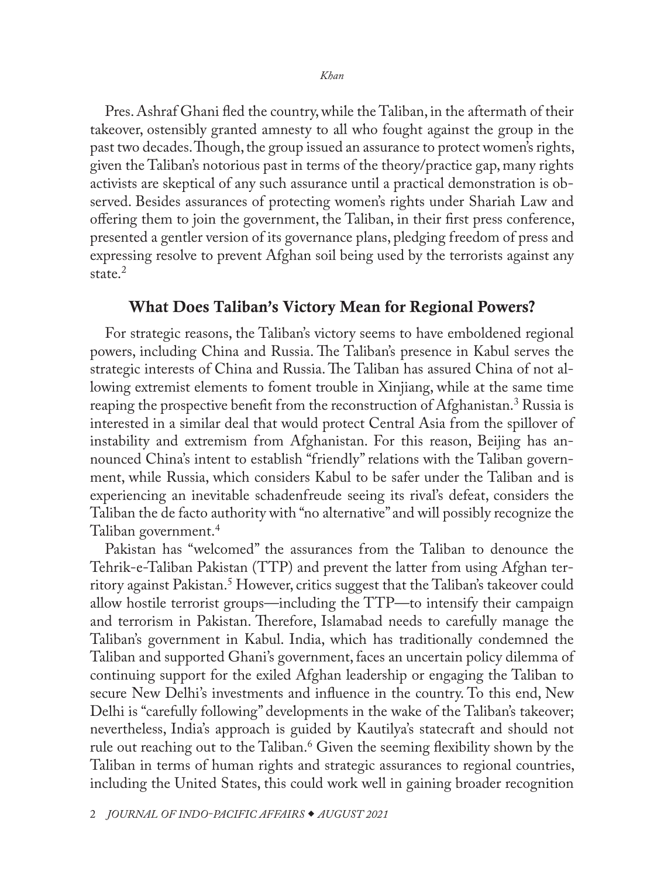Pres. Ashraf Ghani fled the country, while the Taliban, in the aftermath of their takeover, ostensibly granted amnesty to all who fought against the group in the past two decades. Though, the group issued an assurance to protect women's rights, given the Taliban's notorious past in terms of the theory/practice gap, many rights activists are skeptical of any such assurance until a practical demonstration is observed. Besides assurances of protecting women's rights under Shariah Law and offering them to join the government, the Taliban, in their first press conference, presented a gentler version of its governance plans, pledging freedom of press and expressing resolve to prevent Afghan soil being used by the terrorists against any state.[2]

## What Does Taliban's Victory Mean for Regional Powers?

For strategic reasons, the Taliban's victory seems to have emboldened regional powers, including China and Russia. The Taliban's presence in Kabul serves the strategic interests of China and Russia. The Taliban has assured China of not allowing extremist elements to foment trouble in Xinjiang, while at the same time reaping the prospective benefit from the reconstruction of Afghanistan.[3] Russia is interested in a similar deal that would protect Central Asia from the spillover of instability and extremism from Afghanistan. For this reason, Beijing has announced China's intent to establish "friendly" relations with the Taliban government, while Russia, which considers Kabul to be safer under the Taliban and is experiencing an inevitable schadenfreude seeing its rival's defeat, considers the Taliban the de facto authority with "no alternative" and will possibly recognize the Taliban government.[4]

Pakistan has "welcomed" the assurances from the Taliban to denounce the Tehrik-e-Taliban Pakistan (TTP) and prevent the latter from using Afghan territory against Pakistan.[5] However, critics suggest that the Taliban's takeover could allow hostile terrorist groups—including the TTP—to intensify their campaign and terrorism in Pakistan. Therefore, Islamabad needs to carefully manage the Taliban's government in Kabul. India, which has traditionally condemned the Taliban and supported Ghani's government, faces an uncertain policy dilemma of continuing support for the exiled Afghan leadership or engaging the Taliban to secure New Delhi's investments and influence in the country. To this end, New Delhi is "carefully following" developments in the wake of the Taliban's takeover; nevertheless, India's approach is guided by Kautilya's statecraft and should not rule out reaching out to the Taliban.[6] Given the seeming flexibility shown by the Taliban in terms of human rights and strategic assurances to regional countries, including the United States, this could work well in gaining broader recognition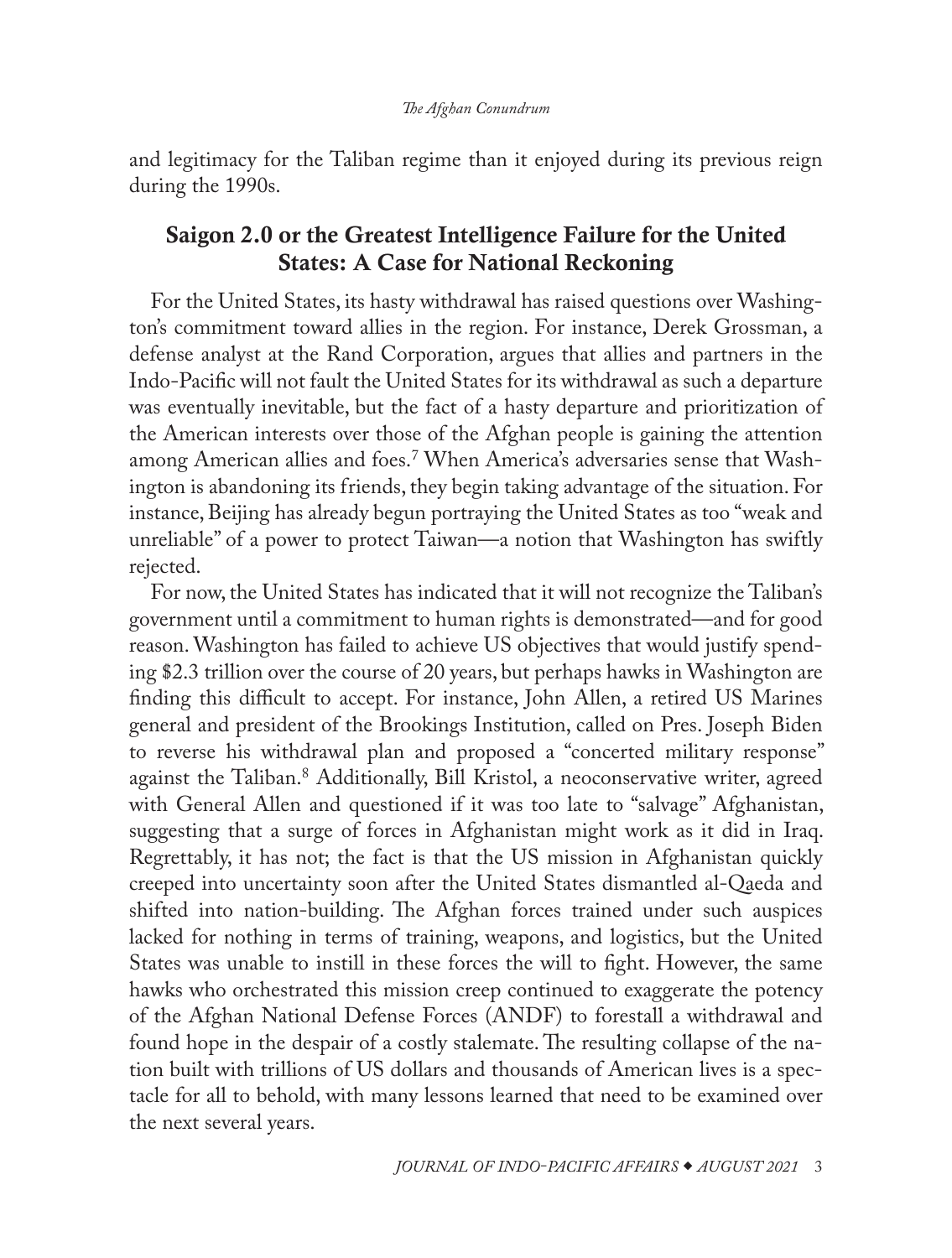and legitimacy for the Taliban regime than it enjoyed during its previous reign during the 1990s.

## Saigon 2.0 or the Greatest Intelligence Failure for the United States: A Case for National Reckoning

For the United States, its hasty withdrawal has raised questions over Washington's commitment toward allies in the region. For instance, Derek Grossman, a defense analyst at the Rand Corporation, argues that allies and partners in the Indo-Pacific will not fault the United States for its withdrawal as such a departure was eventually inevitable, but the fact of a hasty departure and prioritization of the American interests over those of the Afghan people is gaining the attention among American allies and foes.[7] When America's adversaries sense that Washington is abandoning its friends, they begin taking advantage of the situation. For instance, Beijing has already begun portraying the United States as too "weak and unreliable" of a power to protect Taiwan—a notion that Washington has swiftly rejected.

For now, the United States has indicated that it will not recognize the Taliban's government until a commitment to human rights is demonstrated—and for good reason. Washington has failed to achieve US objectives that would justify spending \$2.3 trillion over the course of 20 years, but perhaps hawks in Washington are finding this difficult to accept. For instance, John Allen, a retired US Marines general and president of the Brookings Institution, called on Pres. Joseph Biden to reverse his withdrawal plan and proposed a "concerted military response" against the Taliban.[8] Additionally, Bill Kristol, a neoconservative writer, agreed with General Allen and questioned if it was too late to "salvage" Afghanistan, suggesting that a surge of forces in Afghanistan might work as it did in Iraq. Regrettably, it has not; the fact is that the US mission in Afghanistan quickly creeped into uncertainty soon after the United States dismantled al-Qaeda and shifted into nation-building. The Afghan forces trained under such auspices lacked for nothing in terms of training, weapons, and logistics, but the United States was unable to instill in these forces the will to fight. However, the same hawks who orchestrated this mission creep continued to exaggerate the potency of the Afghan National Defense Forces (ANDF) to forestall a withdrawal and found hope in the despair of a costly stalemate. The resulting collapse of the nation built with trillions of US dollars and thousands of American lives is a spectacle for all to behold, with many lessons learned that need to be examined over the next several years.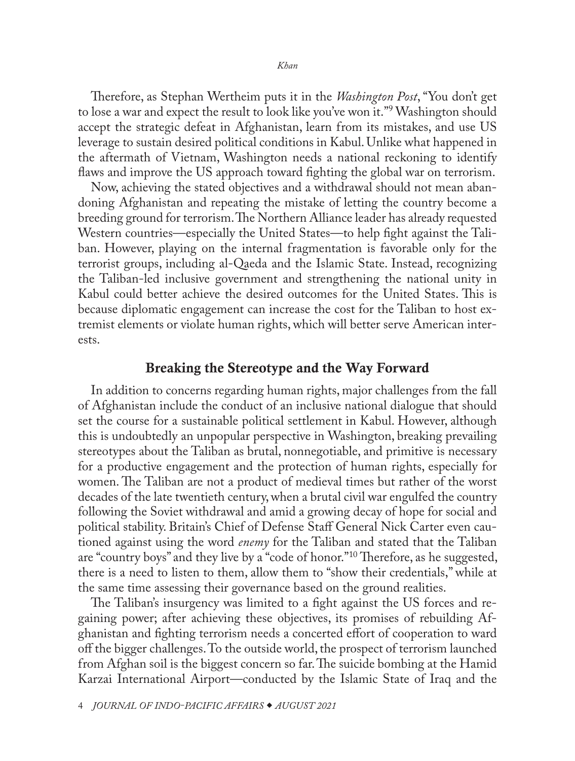Therefore, as Stephan Wertheim puts it in the *Washington Post*, "You don't get to lose a war and expect the result to look like you've won it."[9] Washington should accept the strategic defeat in Afghanistan, learn from its mistakes, and use US leverage to sustain desired political conditions in Kabul. Unlike what happened in the aftermath of Vietnam, Washington needs a national reckoning to identify flaws and improve the US approach toward fighting the global war on terrorism.

Now, achieving the stated objectives and a withdrawal should not mean abandoning Afghanistan and repeating the mistake of letting the country become a breeding ground for terrorism. The Northern Alliance leader has already requested Western countries—especially the United States—to help fight against the Taliban. However, playing on the internal fragmentation is favorable only for the terrorist groups, including al-Qaeda and the Islamic State. Instead, recognizing the Taliban-led inclusive government and strengthening the national unity in Kabul could better achieve the desired outcomes for the United States. This is because diplomatic engagement can increase the cost for the Taliban to host extremist elements or violate human rights, which will better serve American interests.

## Breaking the Stereotype and the Way Forward

In addition to concerns regarding human rights, major challenges from the fall of Afghanistan include the conduct of an inclusive national dialogue that should set the course for a sustainable political settlement in Kabul. However, although this is undoubtedly an unpopular perspective in Washington, breaking prevailing stereotypes about the Taliban as brutal, nonnegotiable, and primitive is necessary for a productive engagement and the protection of human rights, especially for women. The Taliban are not a product of medieval times but rather of the worst decades of the late twentieth century, when a brutal civil war engulfed the country following the Soviet withdrawal and amid a growing decay of hope for social and political stability. Britain's Chief of Defense Staff General Nick Carter even cautioned against using the word *enemy* for the Taliban and stated that the Taliban are "country boys" and they live by a "code of honor."[10] Therefore, as he suggested, there is a need to listen to them, allow them to "show their credentials," while at the same time assessing their governance based on the ground realities.

The Taliban's insurgency was limited to a fight against the US forces and regaining power; after achieving these objectives, its promises of rebuilding Afghanistan and fighting terrorism needs a concerted effort of cooperation to ward off the bigger challenges. To the outside world, the prospect of terrorism launched from Afghan soil is the biggest concern so far. The suicide bombing at the Hamid Karzai International Airport—conducted by the Islamic State of Iraq and the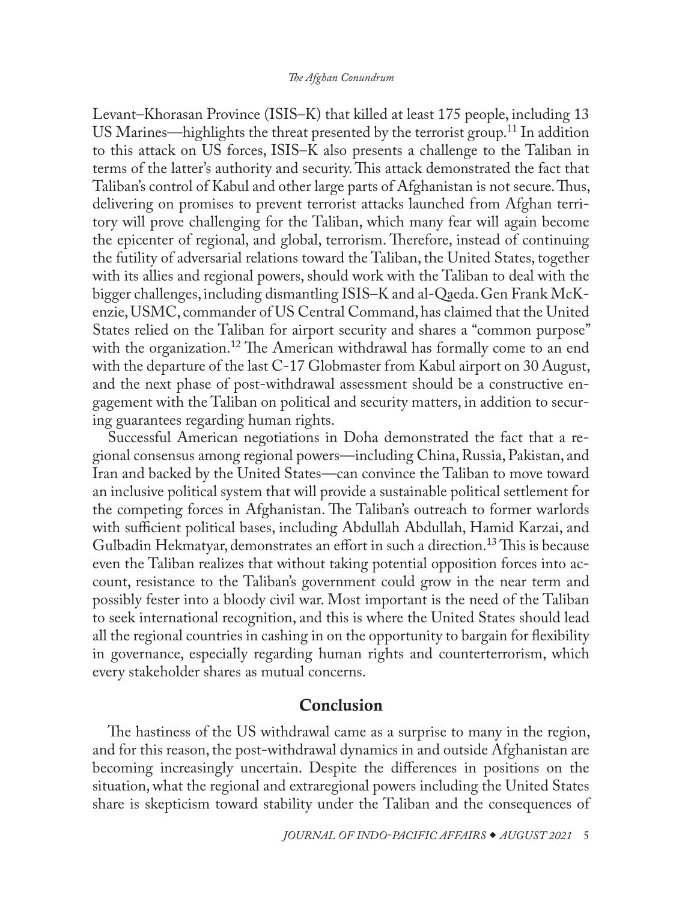Levant–Khorasan Province (ISIS–K) that killed at least 175 people, including 13 US Marines—highlights the threat presented by the terrorist group.[11] In addition to this attack on US forces, ISIS–K also presents a challenge to the Taliban in terms of the latter's authority and security. This attack demonstrated the fact that Taliban's control of Kabul and other large parts of Afghanistan is not secure. Thus, delivering on promises to prevent terrorist attacks launched from Afghan territory will prove challenging for the Taliban, which many fear will again become the epicenter of regional, and global, terrorism. Therefore, instead of continuing the futility of adversarial relations toward the Taliban, the United States, together with its allies and regional powers, should work with the Taliban to deal with the bigger challenges, including dismantling ISIS–K and al-Qaeda. Gen Frank McKenzie, USMC, commander of US Central Command, has claimed that the United States relied on the Taliban for airport security and shares a "common purpose" with the organization.[12] The American withdrawal has formally come to an end with the departure of the last C-17 Globmaster from Kabul airport on 30 August, and the next phase of post-withdrawal assessment should be a constructive engagement with the Taliban on political and security matters, in addition to securing guarantees regarding human rights.

Successful American negotiations in Doha demonstrated the fact that a regional consensus among regional powers—including China, Russia, Pakistan, and Iran and backed by the United States—can convince the Taliban to move toward an inclusive political system that will provide a sustainable political settlement for the competing forces in Afghanistan. The Taliban's outreach to former warlords with sufficient political bases, including Abdullah Abdullah, Hamid Karzai, and Gulbadin Hekmatyar, demonstrates an effort in such a direction.[13] This is because even the Taliban realizes that without taking potential opposition forces into account, resistance to the Taliban's government could grow in the near term and possibly fester into a bloody civil war. Most important is the need of the Taliban to seek international recognition, and this is where the United States should lead all the regional countries in cashing in on the opportunity to bargain for flexibility in governance, especially regarding human rights and counterterrorism, which every stakeholder shares as mutual concerns.

## Conclusion

The hastiness of the US withdrawal came as a surprise to many in the region, and for this reason, the post-withdrawal dynamics in and outside Afghanistan are becoming increasingly uncertain. Despite the differences in positions on the situation, what the regional and extraregional powers including the United States share is skepticism toward stability under the Taliban and the consequences of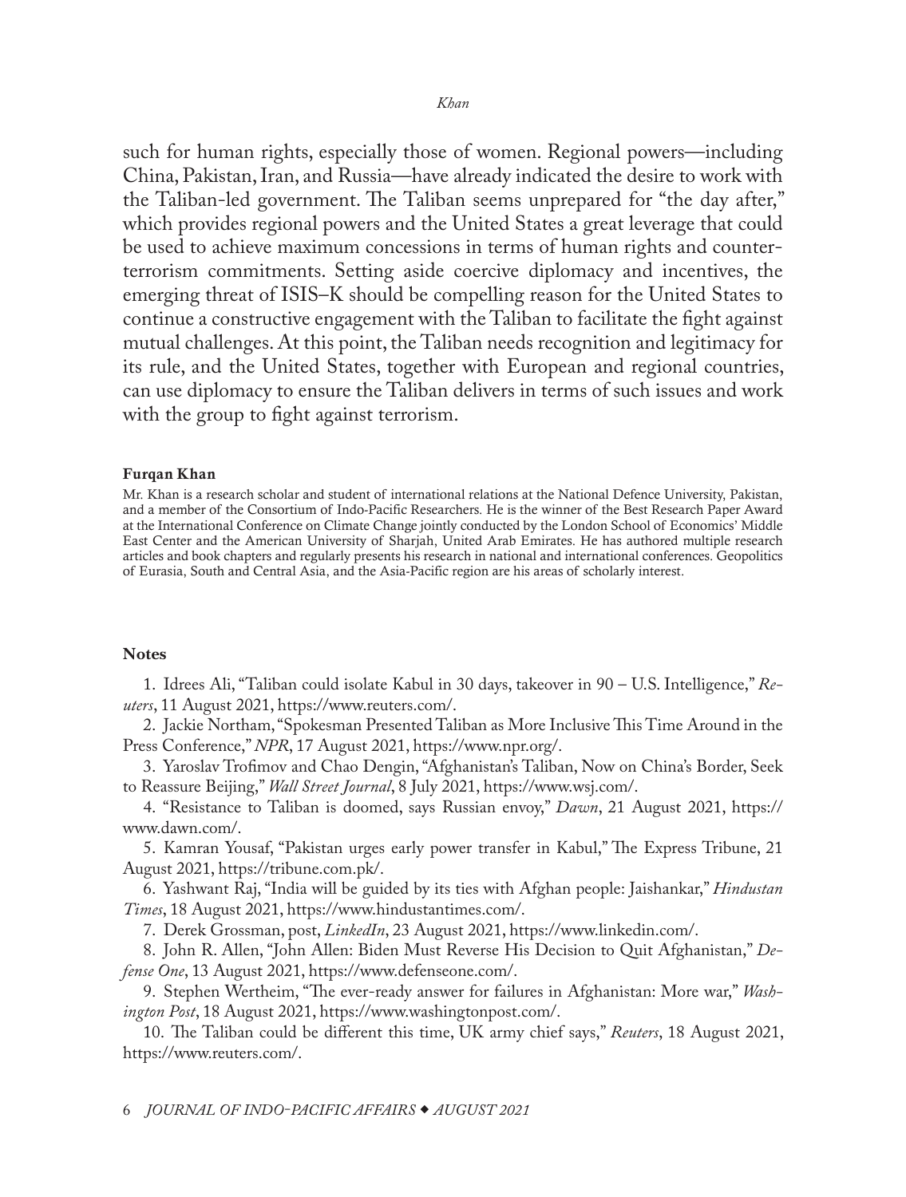such for human rights, especially those of women. Regional powers—including China, Pakistan, Iran, and Russia—have already indicated the desire to work with the Taliban-led government. The Taliban seems unprepared for "the day after," which provides regional powers and the United States a great leverage that could be used to achieve maximum concessions in terms of human rights and counterterrorism commitments. Setting aside coercive diplomacy and incentives, the emerging threat of ISIS–K should be compelling reason for the United States to continue a constructive engagement with the Taliban to facilitate the fight against mutual challenges. At this point, the Taliban needs recognition and legitimacy for its rule, and the United States, together with European and regional countries, can use diplomacy to ensure the Taliban delivers in terms of such issues and work with the group to fight against terrorism.

**Furqan Khan**

Mr. Khan is a research scholar and student of international relations at the National Defence University, Pakistan, and a member of the Consortium of Indo-Pacific Researchers. He is the winner of the Best Research Paper Award at the International Conference on Climate Change jointly conducted by the London School of Economics' Middle East Center and the American University of Sharjah, United Arab Emirates. He has authored multiple research articles and book chapters and regularly presents his research in national and international conferences. Geopolitics of Eurasia, South and Central Asia, and the Asia-Pacific region are his areas of scholarly interest.

**Notes**

1. Idrees Ali, "Taliban could isolate Kabul in 30 days, takeover in 90 – U.S. Intelligence," *Reuters*, 11 August 2021, https://www.reuters.com/.

2. Jackie Northam, "Spokesman Presented Taliban as More Inclusive This Time Around in the Press Conference," *NPR*, 17 August 2021, https://www.npr.org/.

3. Yaroslav Trofimov and Chao Dengin, "Afghanistan's Taliban, Now on China's Border, Seek to Reassure Beijing," *Wall Street Journal*, 8 July 2021, https://www.wsj.com/.

4. "Resistance to Taliban is doomed, says Russian envoy," *Dawn*, 21 August 2021, https://www.dawn.com/.

5. Kamran Yousaf, "Pakistan urges early power transfer in Kabul," The Express Tribune, 21 August 2021, https://tribune.com.pk/.

6. Yashwant Raj, "India will be guided by its ties with Afghan people: Jaishankar," *Hindustan Times*, 18 August 2021, https://www.hindustantimes.com/.

7. Derek Grossman, post, *LinkedIn*, 23 August 2021, https://www.linkedin.com/.

8. John R. Allen, "John Allen: Biden Must Reverse His Decision to Quit Afghanistan," *Defense One*, 13 August 2021, https://www.defenseone.com/.

9. Stephen Wertheim, "The ever-ready answer for failures in Afghanistan: More war," *Washington Post*, 18 August 2021, https://www.washingtonpost.com/.

10. The Taliban could be different this time, UK army chief says," *Reuters*, 18 August 2021, https://www.reuters.com/.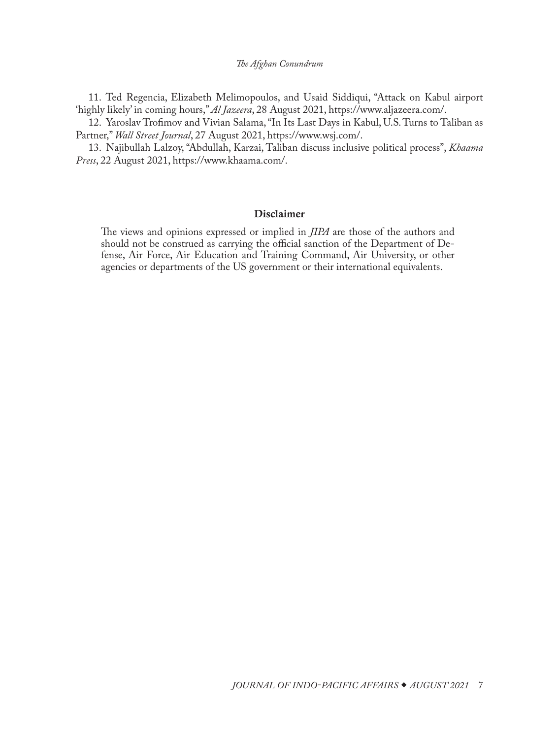11. Ted Regencia, Elizabeth Melimopoulos, and Usaid Siddiqui, "Attack on Kabul airport 'highly likely' in coming hours," *Al Jazeera*, 28 August 2021, https://www.aljazeera.com/.

12. Yaroslav Trofimov and Vivian Salama, "In Its Last Days in Kabul, U.S. Turns to Taliban as Partner," *Wall Street Journal*, 27 August 2021, https://www.wsj.com/.

13. Najibullah Lalzoy, "Abdullah, Karzai, Taliban discuss inclusive political process", *Khaama Press*, 22 August 2021, https://www.khaama.com/.

**Disclaimer**

The views and opinions expressed or implied in *JIPA* are those of the authors and should not be construed as carrying the official sanction of the Department of Defense, Air Force, Air Education and Training Command, Air University, or other agencies or departments of the US government or their international equivalents.